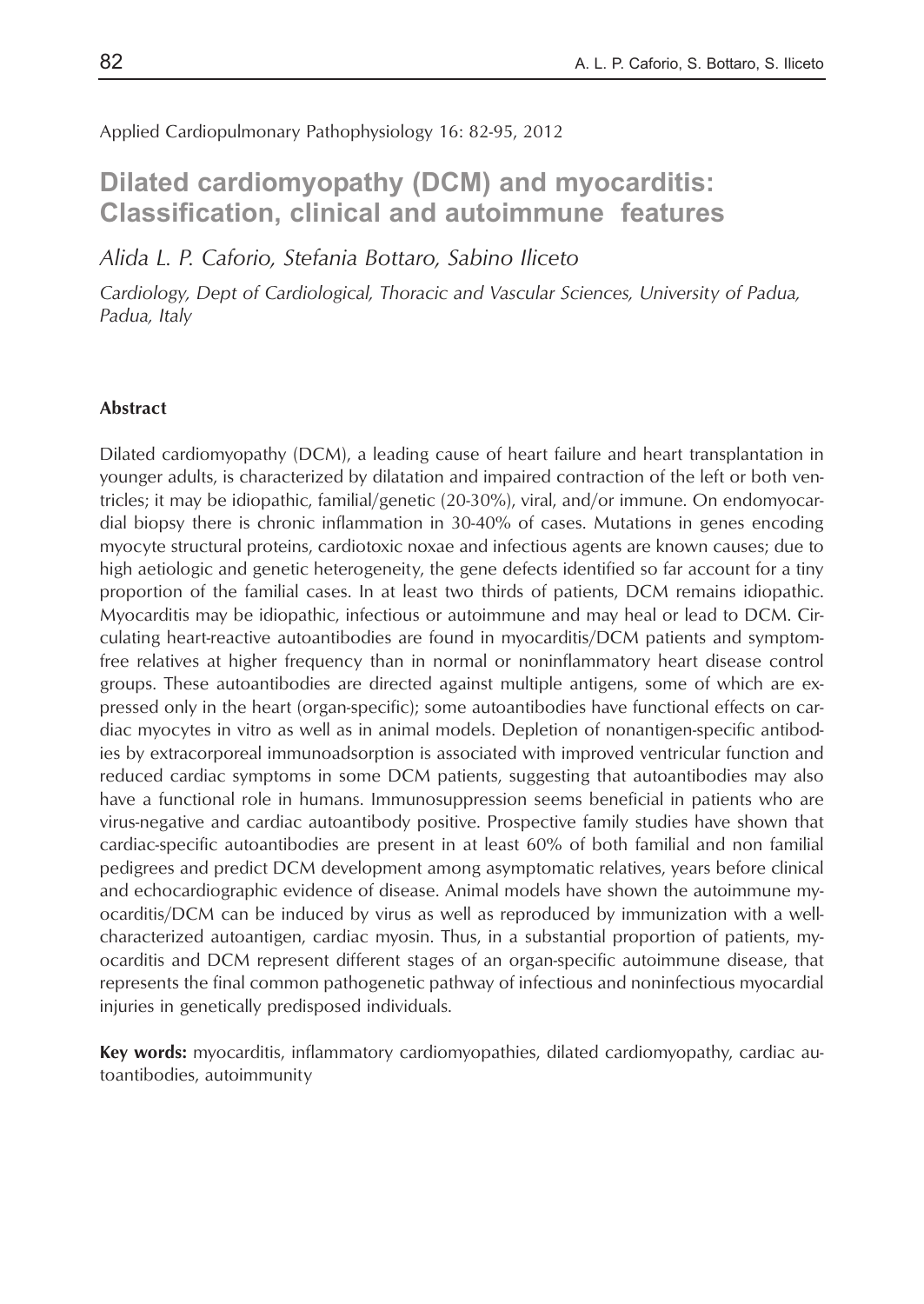Applied Cardiopulmonary Pathophysiology 16: 82-95, 2012

# Dilated cardiomyopathy (DCM) and myocarditis: Classification, clinical and autoimmune features

*Alida L. P. Caforio, Stefania Bottaro, Sabino Iliceto*

*Cardiology, Dept of Cardiological, Thoracic and Vascular Sciences, University of Padua, Padua, Italy*

## Abstract

Dilated cardiomyopathy (DCM), a leading cause of heart failure and heart transplantation in younger adults, is characterized by dilatation and impaired contraction of the left or both ventricles; it may be idiopathic, familial/genetic (20-30%), viral, and/or immune. On endomyocardial biopsy there is chronic inflammation in 30-40% of cases. Mutations in genes encoding myocyte structural proteins, cardiotoxic noxae and infectious agents are known causes; due to high aetiologic and genetic heterogeneity, the gene defects identified so far account for a tiny proportion of the familial cases. In at least two thirds of patients, DCM remains idiopathic. Myocarditis may be idiopathic, infectious or autoimmune and may heal or lead to DCM. Circulating heart-reactive autoantibodies are found in myocarditis/DCM patients and symptom-free relatives at higher frequency than in normal or noninflammatory heart disease control groups. These autoantibodies are directed against multiple antigens, some of which are expressed only in the heart (organ-specific); some autoantibodies have functional effects on cardiac myocytes in vitro as well as in animal models. Depletion of nonantigen-specific antibodies by extracorporeal immunoadsorption is associated with improved ventricular function and reduced cardiac symptoms in some DCM patients, suggesting that autoantibodies may also have a functional role in humans. Immunosuppression seems beneficial in patients who are virus-negative and cardiac autoantibody positive. Prospective family studies have shown that cardiac-specific autoantibodies are present in at least 60% of both familial and non familial pedigrees and predict DCM development among asymptomatic relatives, years before clinical and echocardiographic evidence of disease. Animal models have shown the autoimmune myocarditis/DCM can be induced by virus as well as reproduced by immunization with a well-characterized autoantigen, cardiac myosin. Thus, in a substantial proportion of patients, myocarditis and DCM represent different stages of an organ-specific autoimmune disease, that represents the final common pathogenetic pathway of infectious and noninfectious myocardial injuries in genetically predisposed individuals.

**Key words:** myocarditis, inflammatory cardiomyopathies, dilated cardiomyopathy, cardiac autoantibodies, autoimmunity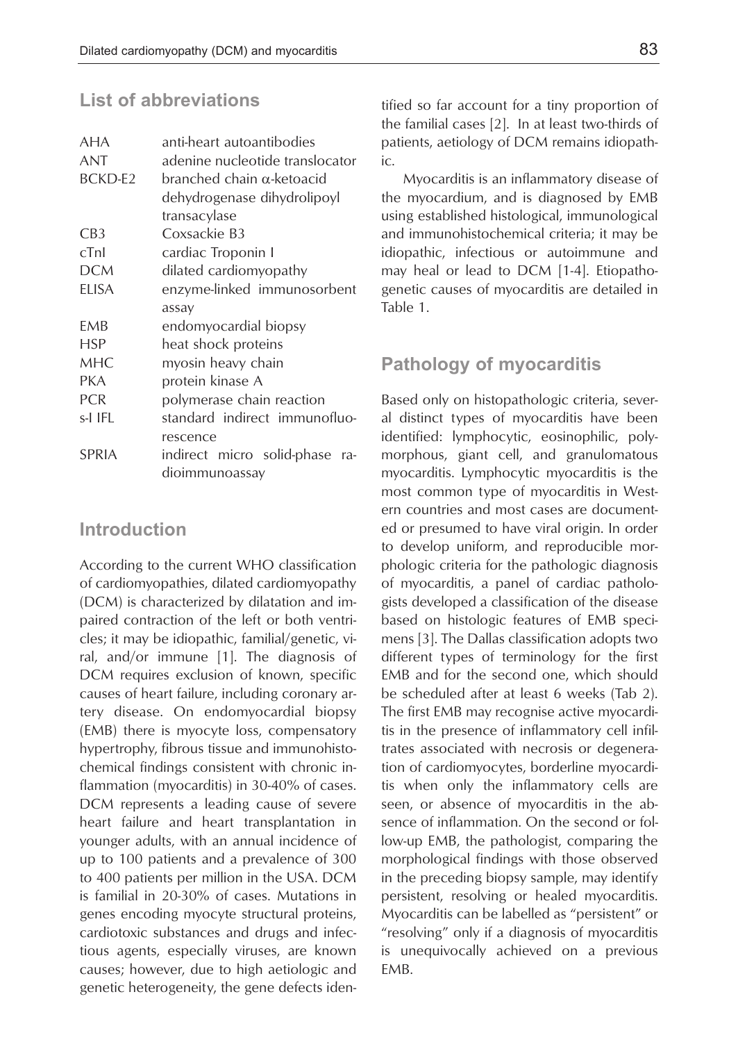## List of abbreviations

| | |
|---|---|
| AHA | anti-heart autoantibodies |
| ANT | adenine nucleotide translocator |
| BCKD-E2 | branched chain $\alpha$-ketoacid dehydrogenase dihydrolipoyl transacylase |
| CB3 | Coxsackie B3 |
| cTnI | cardiac Troponin I |
| DCM | dilated cardiomyopathy |
| ELISA | enzyme-linked immunosorbent assay |
| EMB | endomyocardial biopsy |
| HSP | heat shock proteins |
| MHC | myosin heavy chain |
| PKA | protein kinase A |
| PCR | polymerase chain reaction |
| s-I IFL | standard indirect immunofluorescence |
| SPRIA | indirect micro solid-phase radioimmunoassay |

## Introduction

According to the current WHO classification of cardiomyopathies, dilated cardiomyopathy (DCM) is characterized by dilatation and impaired contraction of the left or both ventricles; it may be idiopathic, familial/genetic, viral, and/or immune [1]. The diagnosis of DCM requires exclusion of known, specific causes of heart failure, including coronary artery disease. On endomyocardial biopsy (EMB) there is myocyte loss, compensatory hypertrophy, fibrous tissue and immunohistochemical findings consistent with chronic inflammation (myocarditis) in 30-40% of cases. DCM represents a leading cause of severe heart failure and heart transplantation in younger adults, with an annual incidence of up to 100 patients and a prevalence of 300 to 400 patients per million in the USA. DCM is familial in 20-30% of cases. Mutations in genes encoding myocyte structural proteins, cardiotoxic substances and drugs and infectious agents, especially viruses, are known causes; however, due to high aetiologic and genetic heterogeneity, the gene defects identified so far account for a tiny proportion of the familial cases [2]. In at least two-thirds of patients, aetiology of DCM remains idiopathic.

Myocarditis is an inflammatory disease of the myocardium, and is diagnosed by EMB using established histological, immunological and immunohistochemical criteria; it may be idiopathic, infectious or autoimmune and may heal or lead to DCM [1-4]. Etiopathogenetic causes of myocarditis are detailed in Table 1.

## Pathology of myocarditis

Based only on histopathologic criteria, several distinct types of myocarditis have been identified: lymphocytic, eosinophilic, polymorphous, giant cell, and granulomatous myocarditis. Lymphocytic myocarditis is the most common type of myocarditis in Western countries and most cases are documented or presumed to have viral origin. In order to develop uniform, and reproducible morphologic criteria for the pathologic diagnosis of myocarditis, a panel of cardiac pathologists developed a classification of the disease based on histologic features of EMB specimens [3]. The Dallas classification adopts two different types of terminology for the first EMB and for the second one, which should be scheduled after at least 6 weeks (Tab 2). The first EMB may recognise active myocarditis in the presence of inflammatory cell infiltrates associated with necrosis or degeneration of cardiomyocytes, borderline myocarditis when only the inflammatory cells are seen, or absence of myocarditis in the absence of inflammation. On the second or follow-up EMB, the pathologist, comparing the morphological findings with those observed in the preceding biopsy sample, may identify persistent, resolving or healed myocarditis. Myocarditis can be labelled as "persistent" or "resolving" only if a diagnosis of myocarditis is unequivocally achieved on a previous EMB.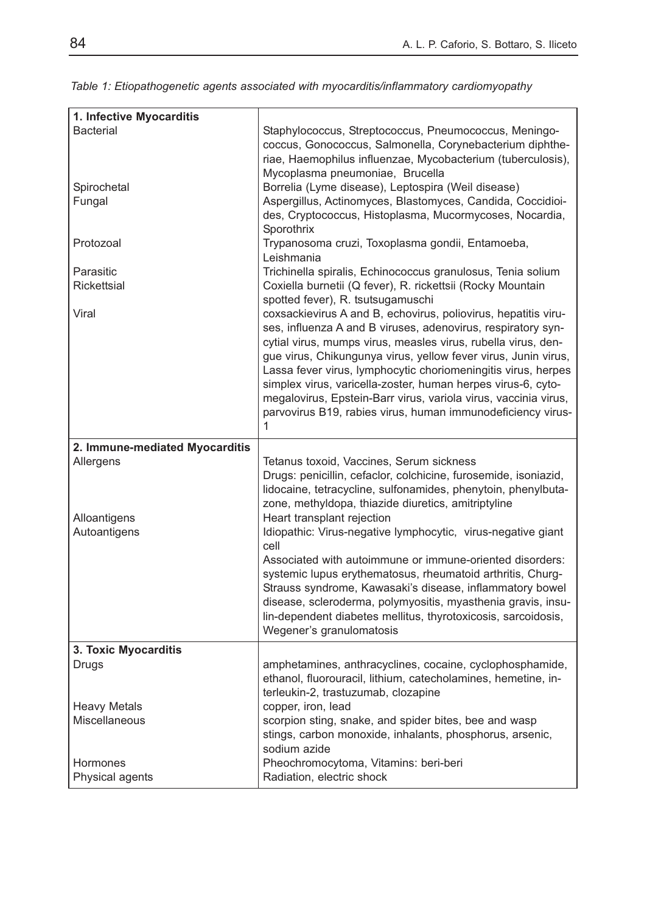*Table 1: Etiopathogenetic agents associated with myocarditis/inflammatory cardiomyopathy*

| | |
|---|---|
| **1. Infective Myocarditis** | |
| Bacterial | Staphylococcus, Streptococcus, Pneumococcus, Meningococcus, Gonococcus, Salmonella, Corynebacterium diphtheriae, Haemophilus influenzae, Mycobacterium (tuberculosis), Mycoplasma pneumoniae, Brucella |
| Spirochetal | Borrelia (Lyme disease), Leptospira (Weil disease) |
| Fungal | Aspergillus, Actinomyces, Blastomyces, Candida, Coccidioides, Cryptococcus, Histoplasma, Mucormycoses, Nocardia, Sporothrix |
| Protozoal | Trypanosoma cruzi, Toxoplasma gondii, Entamoeba, Leishmania |
| Parasitic | Trichinella spiralis, Echinococcus granulosus, Tenia solium |
| Rickettsial | Coxiella burnetii (Q fever), R. rickettsii (Rocky Mountain spotted fever), R. tsutsugamuschi |
| Viral | coxsackievirus A and B, echovirus, poliovirus, hepatitis viruses, influenza A and B viruses, adenovirus, respiratory syncytial virus, mumps virus, measles virus, rubella virus, dengue virus, Chikungunya virus, yellow fever virus, Junin virus, Lassa fever virus, lymphocytic choriomeningitis virus, herpes simplex virus, varicella-zoster, human herpes virus-6, cytomegalovirus, Epstein-Barr virus, variola virus, vaccinia virus, parvovirus B19, rabies virus, human immunodeficiency virus-1 |
| **2. Immune-mediated Myocarditis** | |
| Allergens | Tetanus toxoid, Vaccines, Serum sickness<br>Drugs: penicillin, cefaclor, colchicine, furosemide, isoniazid, lidocaine, tetracycline, sulfonamides, phenytoin, phenylbutazone, methyldopa, thiazide diuretics, amitriptyline |
| Alloantigens | Heart transplant rejection |
| Autoantigens | Idiopathic: Virus-negative lymphocytic, virus-negative giant cell<br>Associated with autoimmune or immune-oriented disorders: systemic lupus erythematosus, rheumatoid arthritis, Churg-Strauss syndrome, Kawasaki's disease, inflammatory bowel disease, scleroderma, polymyositis, myasthenia gravis, insulin-dependent diabetes mellitus, thyrotoxicosis, sarcoidosis, Wegener's granulomatosis |
| **3. Toxic Myocarditis** | |
| Drugs | amphetamines, anthracyclines, cocaine, cyclophosphamide, ethanol, fluorouracil, lithium, catecholamines, hemetine, interleukin-2, trastuzumab, clozapine |
| Heavy Metals | copper, iron, lead |
| Miscellaneous | scorpion sting, snake, and spider bites, bee and wasp stings, carbon monoxide, inhalants, phosphorus, arsenic, sodium azide |
| Hormones | Pheochromocytoma, Vitamins: beri-beri |
| Physical agents | Radiation, electric shock |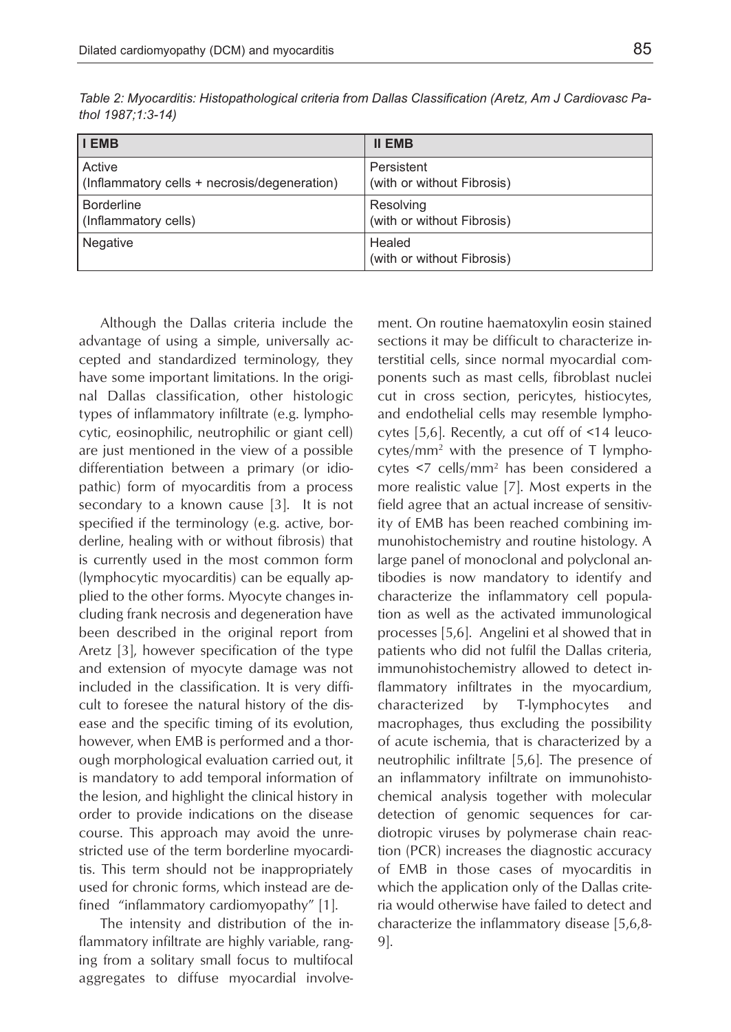*Table 2: Myocarditis: Histopathological criteria from Dallas Classification (Aretz, Am J Cardiovasc Pathol 1987;1:3-14)*

| I EMB | II EMB |
|---|---|
| Active<br>(Inflammatory cells + necrosis/degeneration) | Persistent<br>(with or without Fibrosis) |
| Borderline<br>(Inflammatory cells) | Resolving<br>(with or without Fibrosis) |
| Negative | Healed<br>(with or without Fibrosis) |

Although the Dallas criteria include the advantage of using a simple, universally accepted and standardized terminology, they have some important limitations. In the original Dallas classification, other histologic types of inflammatory infiltrate (e.g. lymphocytic, eosinophilic, neutrophilic or giant cell) are just mentioned in the view of a possible differentiation between a primary (or idiopathic) form of myocarditis from a process secondary to a known cause [3]. It is not specified if the terminology (e.g. active, borderline, healing with or without fibrosis) that is currently used in the most common form (lymphocytic myocarditis) can be equally applied to the other forms. Myocyte changes including frank necrosis and degeneration have been described in the original report from Aretz [3], however specification of the type and extension of myocyte damage was not included in the classification. It is very difficult to foresee the natural history of the disease and the specific timing of its evolution, however, when EMB is performed and a thorough morphological evaluation carried out, it is mandatory to add temporal information of the lesion, and highlight the clinical history in order to provide indications on the disease course. This approach may avoid the unrestricted use of the term borderline myocarditis. This term should not be inappropriately used for chronic forms, which instead are defined "inflammatory cardiomyopathy" [1].

The intensity and distribution of the inflammatory infiltrate are highly variable, ranging from a solitary small focus to multifocal aggregates to diffuse myocardial involvement. On routine haematoxylin eosin stained sections it may be difficult to characterize interstitial cells, since normal myocardial components such as mast cells, fibroblast nuclei cut in cross section, pericytes, histiocytes, and endothelial cells may resemble lymphocytes [5,6]. Recently, a cut off of <14 leucocytes/mm$^2$ with the presence of T lymphocytes <7 cells/mm$^2$ has been considered a more realistic value [7]. Most experts in the field agree that an actual increase of sensitivity of EMB has been reached combining immunohistochemistry and routine histology. A large panel of monoclonal and polyclonal antibodies is now mandatory to identify and characterize the inflammatory cell population as well as the activated immunological processes [5,6]. Angelini et al showed that in patients who did not fulfil the Dallas criteria, immunohistochemistry allowed to detect inflammatory infiltrates in the myocardium, characterized by T-lymphocytes and macrophages, thus excluding the possibility of acute ischemia, that is characterized by a neutrophilic infiltrate [5,6]. The presence of an inflammatory infiltrate on immunohistochemical analysis together with molecular detection of genomic sequences for cardiotropic viruses by polymerase chain reaction (PCR) increases the diagnostic accuracy of EMB in those cases of myocarditis in which the application only of the Dallas criteria would otherwise have failed to detect and characterize the inflammatory disease [5,6,8-9].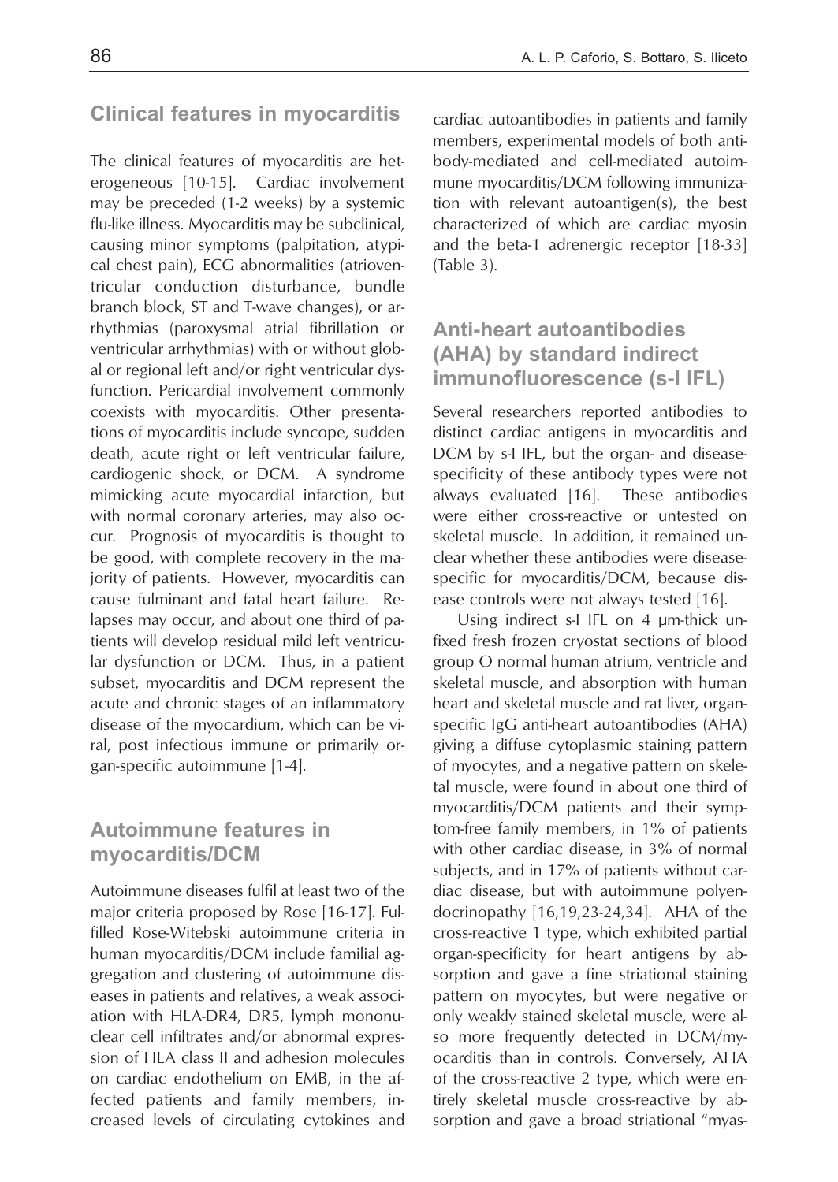## Clinical features in myocarditis

The clinical features of myocarditis are heterogeneous [10-15]. Cardiac involvement may be preceded (1-2 weeks) by a systemic flu-like illness. Myocarditis may be subclinical, causing minor symptoms (palpitation, atypical chest pain), ECG abnormalities (atrioventricular conduction disturbance, bundle branch block, ST and T-wave changes), or arrhythmias (paroxysmal atrial fibrillation or ventricular arrhythmias) with or without global or regional left and/or right ventricular dysfunction. Pericardial involvement commonly coexists with myocarditis. Other presentations of myocarditis include syncope, sudden death, acute right or left ventricular failure, cardiogenic shock, or DCM. A syndrome mimicking acute myocardial infarction, but with normal coronary arteries, may also occur. Prognosis of myocarditis is thought to be good, with complete recovery in the majority of patients. However, myocarditis can cause fulminant and fatal heart failure. Relapses may occur, and about one third of patients will develop residual mild left ventricular dysfunction or DCM. Thus, in a patient subset, myocarditis and DCM represent the acute and chronic stages of an inflammatory disease of the myocardium, which can be viral, post infectious immune or primarily organ-specific autoimmune [1-4].

## Autoimmune features in myocarditis/DCM

Autoimmune diseases fulfil at least two of the major criteria proposed by Rose [16-17]. Fulfilled Rose-Witebski autoimmune criteria in human myocarditis/DCM include familial aggregation and clustering of autoimmune diseases in patients and relatives, a weak association with HLA-DR4, DR5, lymph mononuclear cell infiltrates and/or abnormal expression of HLA class II and adhesion molecules on cardiac endothelium on EMB, in the affected patients and family members, increased levels of circulating cytokines and cardiac autoantibodies in patients and family members, experimental models of both antibody-mediated and cell-mediated autoimmune myocarditis/DCM following immunization with relevant autoantigen(s), the best characterized of which are cardiac myosin and the beta-1 adrenergic receptor [18-33] (Table 3).

## Anti-heart autoantibodies (AHA) by standard indirect immunofluorescence (s-I IFL)

Several researchers reported antibodies to distinct cardiac antigens in myocarditis and DCM by s-I IFL, but the organ- and disease-specificity of these antibody types were not always evaluated [16]. These antibodies were either cross-reactive or untested on skeletal muscle. In addition, it remained unclear whether these antibodies were disease-specific for myocarditis/DCM, because disease controls were not always tested [16].

Using indirect s-I IFL on 4 μm-thick unfixed fresh frozen cryostat sections of blood group O normal human atrium, ventricle and skeletal muscle, and absorption with human heart and skeletal muscle and rat liver, organ-specific IgG anti-heart autoantibodies (AHA) giving a diffuse cytoplasmic staining pattern of myocytes, and a negative pattern on skeletal muscle, were found in about one third of myocarditis/DCM patients and their symptom-free family members, in 1% of patients with other cardiac disease, in 3% of normal subjects, and in 17% of patients without cardiac disease, but with autoimmune polyendocrinopathy [16,19,23-24,34]. AHA of the cross-reactive 1 type, which exhibited partial organ-specificity for heart antigens by absorption and gave a fine striational staining pattern on myocytes, but were negative or only weakly stained skeletal muscle, were also more frequently detected in DCM/myocarditis than in controls. Conversely, AHA of the cross-reactive 2 type, which were entirely skeletal muscle cross-reactive by absorption and gave a broad striational "myas-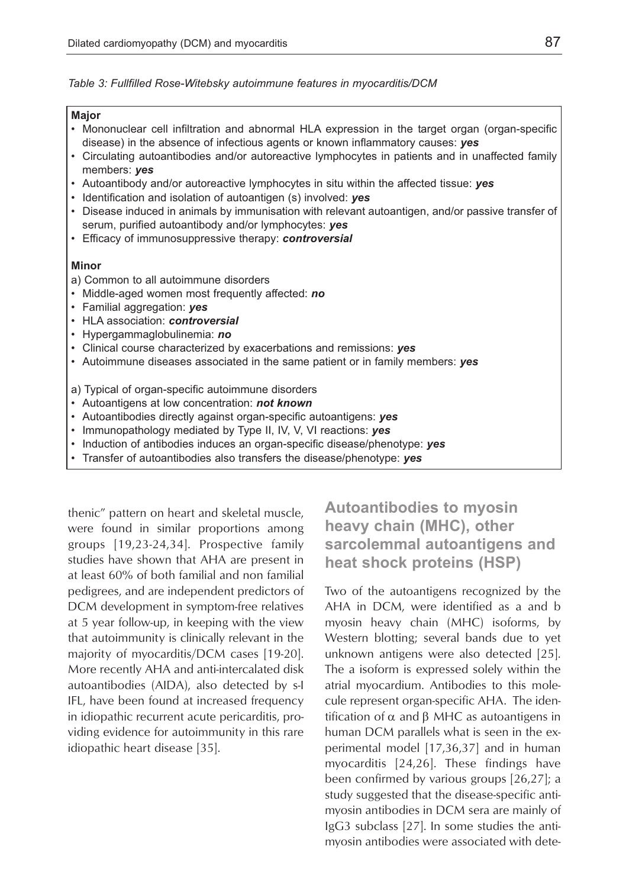*Table 3: Fullfilled Rose-Witebsky autoimmune features in myocarditis/DCM*

**Major**

- Mononuclear cell infiltration and abnormal HLA expression in the target organ (organ-specific disease) in the absence of infectious agents or known inflammatory causes: ***yes***
- Circulating autoantibodies and/or autoreactive lymphocytes in patients and in unaffected family members: ***yes***
- Autoantibody and/or autoreactive lymphocytes in situ within the affected tissue: ***yes***
- Identification and isolation of autoantigen (s) involved: ***yes***
- Disease induced in animals by immunisation with relevant autoantigen, and/or passive transfer of serum, purified autoantibody and/or lymphocytes: ***yes***
- Efficacy of immunosuppressive therapy: ***controversial***

**Minor**

a) Common to all autoimmune disorders

- Middle-aged women most frequently affected: ***no***
- Familial aggregation: ***yes***
- HLA association: ***controversial***
- Hypergammaglobulinemia: ***no***
- Clinical course characterized by exacerbations and remissions: ***yes***
- Autoimmune diseases associated in the same patient or in family members: ***yes***

a) Typical of organ-specific autoimmune disorders

- Autoantigens at low concentration: ***not known***
- Autoantibodies directly against organ-specific autoantigens: ***yes***
- Immunopathology mediated by Type II, IV, V, VI reactions: ***yes***
- Induction of antibodies induces an organ-specific disease/phenotype: ***yes***
- Transfer of autoantibodies also transfers the disease/phenotype: ***yes***

thenic" pattern on heart and skeletal muscle, were found in similar proportions among groups [19,23-24,34]. Prospective family studies have shown that AHA are present in at least 60% of both familial and non familial pedigrees, and are independent predictors of DCM development in symptom-free relatives at 5 year follow-up, in keeping with the view that autoimmunity is clinically relevant in the majority of myocarditis/DCM cases [19-20]. More recently AHA and anti-intercalated disk autoantibodies (AIDA), also detected by s-I IFL, have been found at increased frequency in idiopathic recurrent acute pericarditis, providing evidence for autoimmunity in this rare idiopathic heart disease [35].

## Autoantibodies to myosin heavy chain (MHC), other sarcolemmal autoantigens and heat shock proteins (HSP)

Two of the autoantigens recognized by the AHA in DCM, were identified as a and b myosin heavy chain (MHC) isoforms, by Western blotting; several bands due to yet unknown antigens were also detected [25]. The a isoform is expressed solely within the atrial myocardium. Antibodies to this molecule represent organ-specific AHA. The identification of $\alpha$ and $\beta$ MHC as autoantigens in human DCM parallels what is seen in the experimental model [17,36,37] and in human myocarditis [24,26]. These findings have been confirmed by various groups [26,27]; a study suggested that the disease-specific anti-myosin antibodies in DCM sera are mainly of IgG3 subclass [27]. In some studies the anti-myosin antibodies were associated with dete-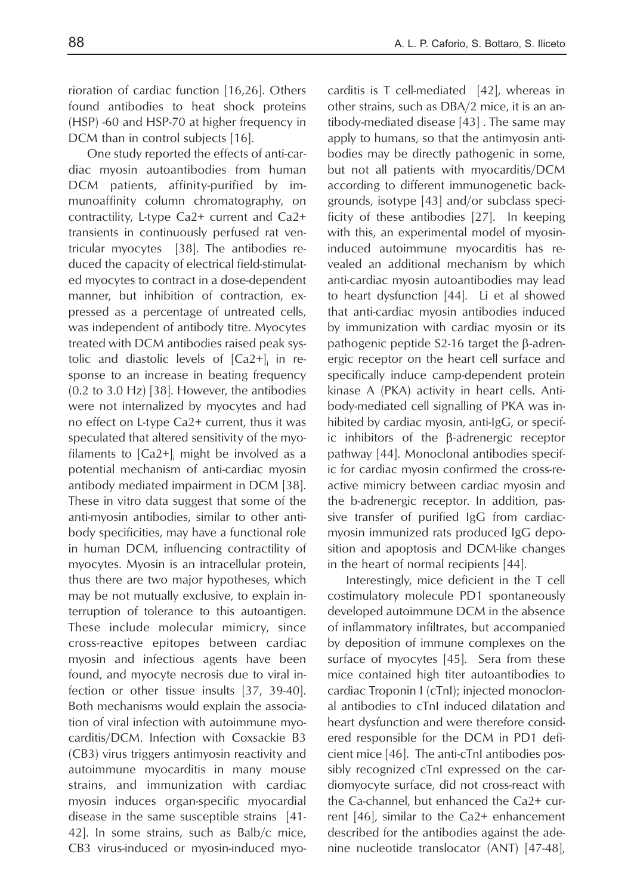rioration of cardiac function [16,26]. Others found antibodies to heat shock proteins (HSP) -60 and HSP-70 at higher frequency in DCM than in control subjects [16].

One study reported the effects of anti-cardiac myosin autoantibodies from human DCM patients, affinity-purified by immunoaffinity column chromatography, on contractility, L-type Ca2+ current and Ca2+ transients in continuously perfused rat ventricular myocytes [38]. The antibodies reduced the capacity of electrical field-stimulated myocytes to contract in a dose-dependent manner, but inhibition of contraction, expressed as a percentage of untreated cells, was independent of antibody titre. Myocytes treated with DCM antibodies raised peak systolic and diastolic levels of $[Ca2+]_i$ in response to an increase in beating frequency (0.2 to 3.0 Hz) [38]. However, the antibodies were not internalized by myocytes and had no effect on L-type Ca2+ current, thus it was speculated that altered sensitivity of the myofilaments to $[Ca2+]_i$ might be involved as a potential mechanism of anti-cardiac myosin antibody mediated impairment in DCM [38]. These in vitro data suggest that some of the anti-myosin antibodies, similar to other antibody specificities, may have a functional role in human DCM, influencing contractility of myocytes. Myosin is an intracellular protein, thus there are two major hypotheses, which may be not mutually exclusive, to explain interruption of tolerance to this autoantigen. These include molecular mimicry, since cross-reactive epitopes between cardiac myosin and infectious agents have been found, and myocyte necrosis due to viral infection or other tissue insults [37, 39-40]. Both mechanisms would explain the association of viral infection with autoimmune myocarditis/DCM. Infection with Coxsackie B3 (CB3) virus triggers antimyosin reactivity and autoimmune myocarditis in many mouse strains, and immunization with cardiac myosin induces organ-specific myocardial disease in the same susceptible strains [41-42]. In some strains, such as Balb/c mice, CB3 virus-induced or myosin-induced myocarditis is T cell-mediated [42], whereas in other strains, such as DBA/2 mice, it is an antibody-mediated disease [43] . The same may apply to humans, so that the antimyosin antibodies may be directly pathogenic in some, but not all patients with myocarditis/DCM according to different immunogenetic backgrounds, isotype [43] and/or subclass specificity of these antibodies [27]. In keeping with this, an experimental model of myosin-induced autoimmune myocarditis has revealed an additional mechanism by which anti-cardiac myosin autoantibodies may lead to heart dysfunction [44]. Li et al showed that anti-cardiac myosin antibodies induced by immunization with cardiac myosin or its pathogenic peptide S2-16 target the β-adrenergic receptor on the heart cell surface and specifically induce camp-dependent protein kinase A (PKA) activity in heart cells. Antibody-mediated cell signalling of PKA was inhibited by cardiac myosin, anti-IgG, or specific inhibitors of the β-adrenergic receptor pathway [44]. Monoclonal antibodies specific for cardiac myosin confirmed the cross-reactive mimicry between cardiac myosin and the b-adrenergic receptor. In addition, passive transfer of purified IgG from cardiac-myosin immunized rats produced IgG deposition and apoptosis and DCM-like changes in the heart of normal recipients [44].

Interestingly, mice deficient in the T cell costimulatory molecule PD1 spontaneously developed autoimmune DCM in the absence of inflammatory infiltrates, but accompanied by deposition of immune complexes on the surface of myocytes [45]. Sera from these mice contained high titer autoantibodies to cardiac Troponin I (cTnI); injected monoclonal antibodies to cTnI induced dilatation and heart dysfunction and were therefore considered responsible for the DCM in PD1 deficient mice [46]. The anti-cTnI antibodies possibly recognized cTnI expressed on the cardiomyocyte surface, did not cross-react with the Ca-channel, but enhanced the Ca2+ current [46], similar to the Ca2+ enhancement described for the antibodies against the adenine nucleotide translocator (ANT) [47-48],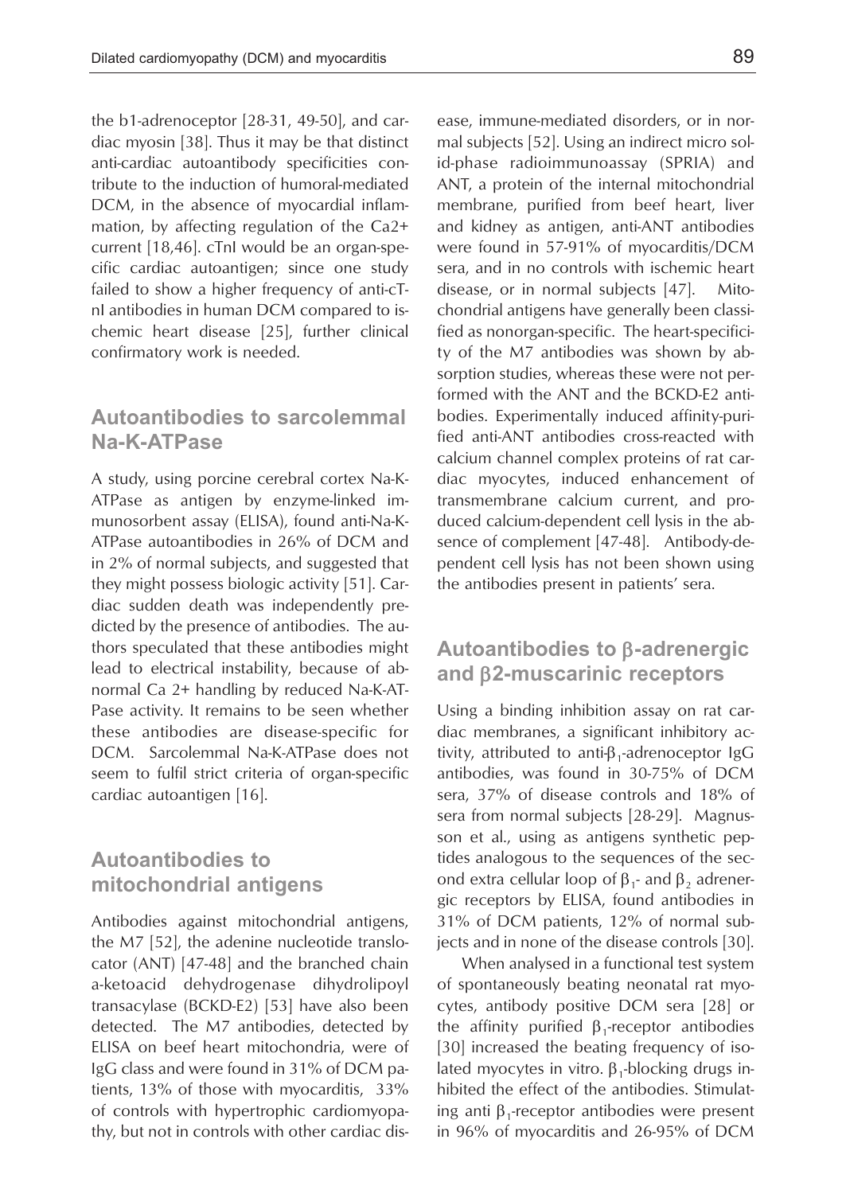the b1-adrenoceptor [28-31, 49-50], and cardiac myosin [38]. Thus it may be that distinct anti-cardiac autoantibody specificities contribute to the induction of humoral-mediated DCM, in the absence of myocardial inflammation, by affecting regulation of the Ca2+ current [18,46]. cTnI would be an organ-specific cardiac autoantigen; since one study failed to show a higher frequency of anti-cTnI antibodies in human DCM compared to ischemic heart disease [25], further clinical confirmatory work is needed.

## Autoantibodies to sarcolemmal Na-K-ATPase

A study, using porcine cerebral cortex Na-K-ATPase as antigen by enzyme-linked immunosorbent assay (ELISA), found anti-Na-K-ATPase autoantibodies in 26% of DCM and in 2% of normal subjects, and suggested that they might possess biologic activity [51]. Cardiac sudden death was independently predicted by the presence of antibodies. The authors speculated that these antibodies might lead to electrical instability, because of abnormal Ca 2+ handling by reduced Na-K-ATPase activity. It remains to be seen whether these antibodies are disease-specific for DCM. Sarcolemmal Na-K-ATPase does not seem to fulfil strict criteria of organ-specific cardiac autoantigen [16].

## Autoantibodies to mitochondrial antigens

Antibodies against mitochondrial antigens, the M7 [52], the adenine nucleotide translocator (ANT) [47-48] and the branched chain a-ketoacid dehydrogenase dihydrolipoyl transacylase (BCKD-E2) [53] have also been detected. The M7 antibodies, detected by ELISA on beef heart mitochondria, were of IgG class and were found in 31% of DCM patients, 13% of those with myocarditis, 33% of controls with hypertrophic cardiomyopathy, but not in controls with other cardiac disease, immune-mediated disorders, or in normal subjects [52]. Using an indirect micro solid-phase radioimmunoassay (SPRIA) and ANT, a protein of the internal mitochondrial membrane, purified from beef heart, liver and kidney as antigen, anti-ANT antibodies were found in 57-91% of myocarditis/DCM sera, and in no controls with ischemic heart disease, or in normal subjects [47]. Mitochondrial antigens have generally been classified as nonorgan-specific. The heart-specificity of the M7 antibodies was shown by absorption studies, whereas these were not performed with the ANT and the BCKD-E2 antibodies. Experimentally induced affinity-purified anti-ANT antibodies cross-reacted with calcium channel complex proteins of rat cardiac myocytes, induced enhancement of transmembrane calcium current, and produced calcium-dependent cell lysis in the absence of complement [47-48]. Antibody-dependent cell lysis has not been shown using the antibodies present in patients' sera.

## Autoantibodies to β-adrenergic and β2-muscarinic receptors

Using a binding inhibition assay on rat cardiac membranes, a significant inhibitory activity, attributed to anti-$\beta_1$-adrenoceptor IgG antibodies, was found in 30-75% of DCM sera, 37% of disease controls and 18% of sera from normal subjects [28-29]. Magnusson et al., using as antigens synthetic peptides analogous to the sequences of the second extra cellular loop of $\beta_1$- and $\beta_2$ adrenergic receptors by ELISA, found antibodies in 31% of DCM patients, 12% of normal subjects and in none of the disease controls [30].

When analysed in a functional test system of spontaneously beating neonatal rat myocytes, antibody positive DCM sera [28] or the affinity purified $\beta_1$-receptor antibodies [30] increased the beating frequency of isolated myocytes in vitro. $\beta_1$-blocking drugs inhibited the effect of the antibodies. Stimulating anti $\beta_1$-receptor antibodies were present in 96% of myocarditis and 26-95% of DCM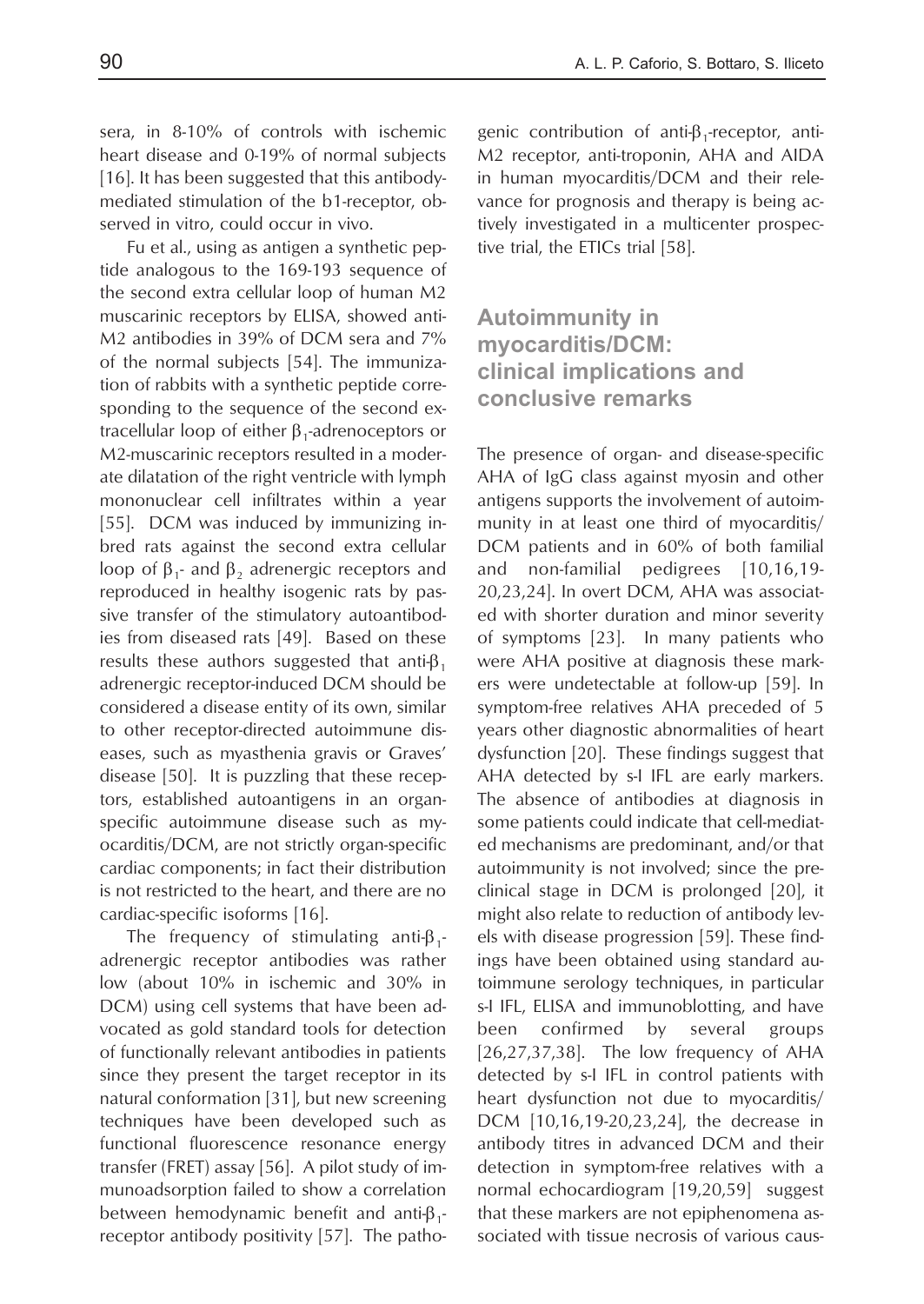sera, in 8-10% of controls with ischemic heart disease and 0-19% of normal subjects [16]. It has been suggested that this antibody-mediated stimulation of the b1-receptor, observed in vitro, could occur in vivo.

Fu et al., using as antigen a synthetic peptide analogous to the 169-193 sequence of the second extra cellular loop of human M2 muscarinic receptors by ELISA, showed anti-M2 antibodies in 39% of DCM sera and 7% of the normal subjects [54]. The immunization of rabbits with a synthetic peptide corresponding to the sequence of the second extracellular loop of either $\beta_1$-adrenoceptors or M2-muscarinic receptors resulted in a moderate dilatation of the right ventricle with lymph mononuclear cell infiltrates within a year [55]. DCM was induced by immunizing inbred rats against the second extra cellular loop of $\beta_1$- and $\beta_2$ adrenergic receptors and reproduced in healthy isogenic rats by passive transfer of the stimulatory autoantibodies from diseased rats [49]. Based on these results these authors suggested that anti-$\beta_1$ adrenergic receptor-induced DCM should be considered a disease entity of its own, similar to other receptor-directed autoimmune diseases, such as myasthenia gravis or Graves' disease [50]. It is puzzling that these receptors, established autoantigens in an organ-specific autoimmune disease such as myocarditis/DCM, are not strictly organ-specific cardiac components; in fact their distribution is not restricted to the heart, and there are no cardiac-specific isoforms [16].

The frequency of stimulating anti-$\beta_1$-adrenergic receptor antibodies was rather low (about 10% in ischemic and 30% in DCM) using cell systems that have been advocated as gold standard tools for detection of functionally relevant antibodies in patients since they present the target receptor in its natural conformation [31], but new screening techniques have been developed such as functional fluorescence resonance energy transfer (FRET) assay [56]. A pilot study of immunoadsorption failed to show a correlation between hemodynamic benefit and anti-$\beta_1$-receptor antibody positivity [57]. The pathogenic contribution of anti-$\beta_1$-receptor, anti-M2 receptor, anti-troponin, AHA and AIDA in human myocarditis/DCM and their relevance for prognosis and therapy is being actively investigated in a multicenter prospective trial, the ETICs trial [58].

## Autoimmunity in myocarditis/DCM: clinical implications and conclusive remarks

The presence of organ- and disease-specific AHA of IgG class against myosin and other antigens supports the involvement of autoimmunity in at least one third of myocarditis/DCM patients and in 60% of both familial and non-familial pedigrees [10,16,19-20,23,24]. In overt DCM, AHA was associated with shorter duration and minor severity of symptoms [23]. In many patients who were AHA positive at diagnosis these markers were undetectable at follow-up [59]. In symptom-free relatives AHA preceded of 5 years other diagnostic abnormalities of heart dysfunction [20]. These findings suggest that AHA detected by s-I IFL are early markers. The absence of antibodies at diagnosis in some patients could indicate that cell-mediated mechanisms are predominant, and/or that autoimmunity is not involved; since the preclinical stage in DCM is prolonged [20], it might also relate to reduction of antibody levels with disease progression [59]. These findings have been obtained using standard autoimmune serology techniques, in particular s-I IFL, ELISA and immunoblotting, and have been confirmed by several groups [26,27,37,38]. The low frequency of AHA detected by s-I IFL in control patients with heart dysfunction not due to myocarditis/DCM [10,16,19-20,23,24], the decrease in antibody titres in advanced DCM and their detection in symptom-free relatives with a normal echocardiogram [19,20,59] suggest that these markers are not epiphenomena associated with tissue necrosis of various caus-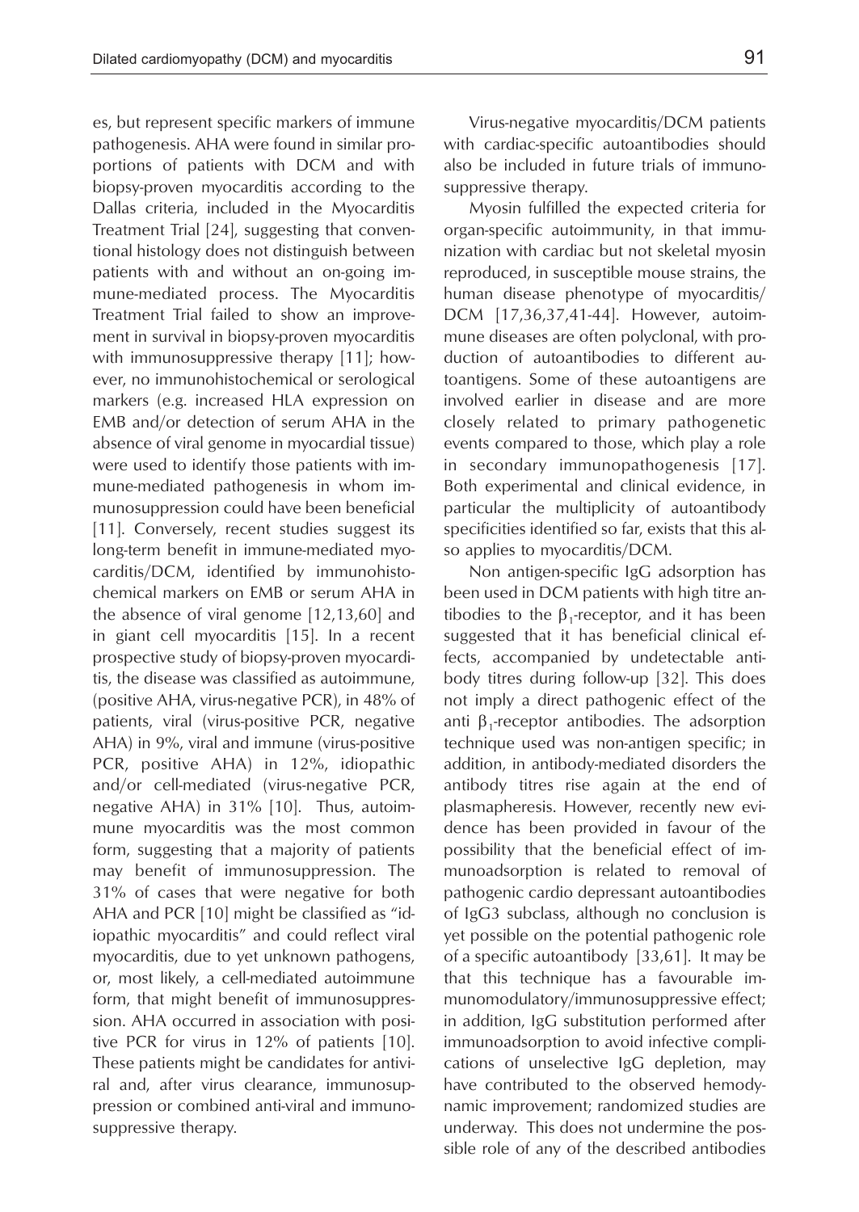es, but represent specific markers of immune pathogenesis. AHA were found in similar proportions of patients with DCM and with biopsy-proven myocarditis according to the Dallas criteria, included in the Myocarditis Treatment Trial [24], suggesting that conventional histology does not distinguish between patients with and without an on-going immune-mediated process. The Myocarditis Treatment Trial failed to show an improvement in survival in biopsy-proven myocarditis with immunosuppressive therapy [11]; however, no immunohistochemical or serological markers (e.g. increased HLA expression on EMB and/or detection of serum AHA in the absence of viral genome in myocardial tissue) were used to identify those patients with immune-mediated pathogenesis in whom immunosuppression could have been beneficial [11]. Conversely, recent studies suggest its long-term benefit in immune-mediated myocarditis/DCM, identified by immunohistochemical markers on EMB or serum AHA in the absence of viral genome [12,13,60] and in giant cell myocarditis [15]. In a recent prospective study of biopsy-proven myocarditis, the disease was classified as autoimmune, (positive AHA, virus-negative PCR), in 48% of patients, viral (virus-positive PCR, negative AHA) in 9%, viral and immune (virus-positive PCR, positive AHA) in 12%, idiopathic and/or cell-mediated (virus-negative PCR, negative AHA) in 31% [10]. Thus, autoimmune myocarditis was the most common form, suggesting that a majority of patients may benefit of immunosuppression. The 31% of cases that were negative for both AHA and PCR [10] might be classified as "idiopathic myocarditis" and could reflect viral myocarditis, due to yet unknown pathogens, or, most likely, a cell-mediated autoimmune form, that might benefit of immunosuppression. AHA occurred in association with positive PCR for virus in 12% of patients [10]. These patients might be candidates for antiviral and, after virus clearance, immunosuppression or combined anti-viral and immunosuppressive therapy.

Virus-negative myocarditis/DCM patients with cardiac-specific autoantibodies should also be included in future trials of immunosuppressive therapy.

Myosin fulfilled the expected criteria for organ-specific autoimmunity, in that immunization with cardiac but not skeletal myosin reproduced, in susceptible mouse strains, the human disease phenotype of myocarditis/DCM [17,36,37,41-44]. However, autoimmune diseases are often polyclonal, with production of autoantibodies to different autoantigens. Some of these autoantigens are involved earlier in disease and are more closely related to primary pathogenetic events compared to those, which play a role in secondary immunopathogenesis [17]. Both experimental and clinical evidence, in particular the multiplicity of autoantibody specificities identified so far, exists that this also applies to myocarditis/DCM.

Non antigen-specific IgG adsorption has been used in DCM patients with high titre antibodies to the $\beta_1$-receptor, and it has been suggested that it has beneficial clinical effects, accompanied by undetectable antibody titres during follow-up [32]. This does not imply a direct pathogenic effect of the anti $\beta_1$-receptor antibodies. The adsorption technique used was non-antigen specific; in addition, in antibody-mediated disorders the antibody titres rise again at the end of plasmapheresis. However, recently new evidence has been provided in favour of the possibility that the beneficial effect of immunoadsorption is related to removal of pathogenic cardio depressant autoantibodies of IgG3 subclass, although no conclusion is yet possible on the potential pathogenic role of a specific autoantibody [33,61]. It may be that this technique has a favourable immunomodulatory/immunosuppressive effect; in addition, IgG substitution performed after immunoadsorption to avoid infective complications of unselective IgG depletion, may have contributed to the observed hemodynamic improvement; randomized studies are underway. This does not undermine the possible role of any of the described antibodies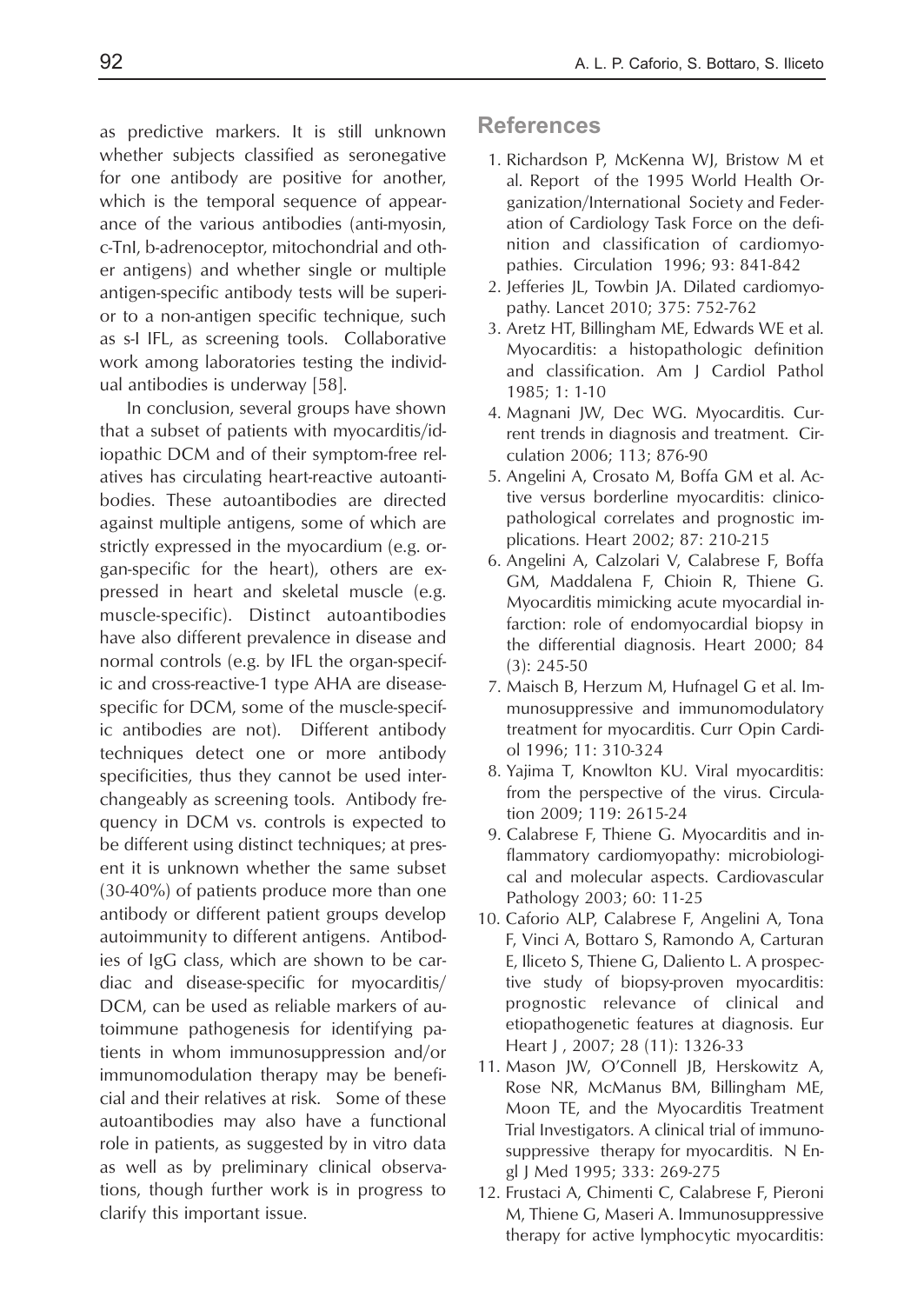as predictive markers. It is still unknown whether subjects classified as seronegative for one antibody are positive for another, which is the temporal sequence of appearance of the various antibodies (anti-myosin, c-TnI, b-adrenoceptor, mitochondrial and other antigens) and whether single or multiple antigen-specific antibody tests will be superior to a non-antigen specific technique, such as s-I IFL, as screening tools. Collaborative work among laboratories testing the individual antibodies is underway [58].

In conclusion, several groups have shown that a subset of patients with myocarditis/idiopathic DCM and of their symptom-free relatives has circulating heart-reactive autoantibodies. These autoantibodies are directed against multiple antigens, some of which are strictly expressed in the myocardium (e.g. organ-specific for the heart), others are expressed in heart and skeletal muscle (e.g. muscle-specific). Distinct autoantibodies have also different prevalence in disease and normal controls (e.g. by IFL the organ-specific and cross-reactive-1 type AHA are disease-specific for DCM, some of the muscle-specific antibodies are not). Different antibody techniques detect one or more antibody specificities, thus they cannot be used interchangeably as screening tools. Antibody frequency in DCM vs. controls is expected to be different using distinct techniques; at present it is unknown whether the same subset (30-40%) of patients produce more than one antibody or different patient groups develop autoimmunity to different antigens. Antibodies of IgG class, which are shown to be cardiac and disease-specific for myocarditis/DCM, can be used as reliable markers of autoimmune pathogenesis for identifying patients in whom immunosuppression and/or immunomodulation therapy may be beneficial and their relatives at risk. Some of these autoantibodies may also have a functional role in patients, as suggested by in vitro data as well as by preliminary clinical observations, though further work is in progress to clarify this important issue.

## References

1. Richardson P, McKenna WJ, Bristow M et al. Report of the 1995 World Health Organization/International Society and Federation of Cardiology Task Force on the definition and classification of cardiomyopathies. Circulation 1996; 93: 841-842
2. Jefferies JL, Towbin JA. Dilated cardiomyopathy. Lancet 2010; 375: 752-762
3. Aretz HT, Billingham ME, Edwards WE et al. Myocarditis: a histopathologic definition and classification. Am J Cardiol Pathol 1985; 1: 1-10
4. Magnani JW, Dec WG. Myocarditis. Current trends in diagnosis and treatment. Circulation 2006; 113; 876-90
5. Angelini A, Crosato M, Boffa GM et al. Active versus borderline myocarditis: clinicopathological correlates and prognostic implications. Heart 2002; 87: 210-215
6. Angelini A, Calzolari V, Calabrese F, Boffa GM, Maddalena F, Chioin R, Thiene G. Myocarditis mimicking acute myocardial infarction: role of endomyocardial biopsy in the differential diagnosis. Heart 2000; 84 (3): 245-50
7. Maisch B, Herzum M, Hufnagel G et al. Immunosuppressive and immunomodulatory treatment for myocarditis. Curr Opin Cardiol 1996; 11: 310-324
8. Yajima T, Knowlton KU. Viral myocarditis: from the perspective of the virus. Circulation 2009; 119: 2615-24
9. Calabrese F, Thiene G. Myocarditis and inflammatory cardiomyopathy: microbiological and molecular aspects. Cardiovascular Pathology 2003; 60: 11-25
10. Caforio ALP, Calabrese F, Angelini A, Tona F, Vinci A, Bottaro S, Ramondo A, Carturan E, Iliceto S, Thiene G, Daliento L. A prospective study of biopsy-proven myocarditis: prognostic relevance of clinical and etiopathogenetic features at diagnosis. Eur Heart J , 2007; 28 (11): 1326-33
11. Mason JW, O'Connell JB, Herskowitz A, Rose NR, McManus BM, Billingham ME, Moon TE, and the Myocarditis Treatment Trial Investigators. A clinical trial of immunosuppressive therapy for myocarditis. N Engl J Med 1995; 333: 269-275
12. Frustaci A, Chimenti C, Calabrese F, Pieroni M, Thiene G, Maseri A. Immunosuppressive therapy for active lymphocytic myocarditis: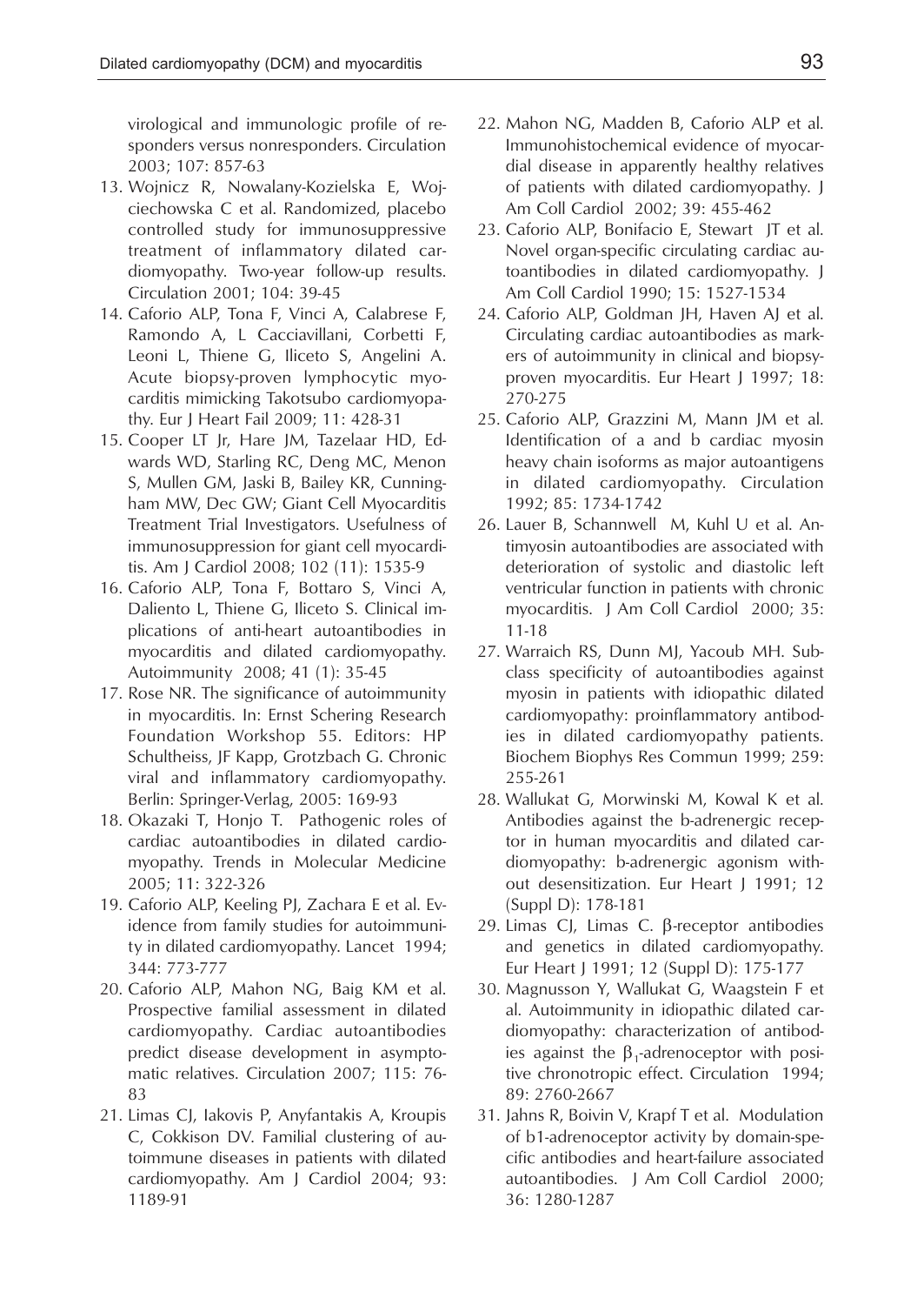virological and immunologic profile of responders versus nonresponders. Circulation 2003; 107: 857-63

13. Wojnicz R, Nowalany-Kozielska E, Wojciechowska C et al. Randomized, placebo controlled study for immunosuppressive treatment of inflammatory dilated cardiomyopathy. Two-year follow-up results. Circulation 2001; 104: 39-45
14. Caforio ALP, Tona F, Vinci A, Calabrese F, Ramondo A, L Cacciavillani, Corbetti F, Leoni L, Thiene G, Iliceto S, Angelini A. Acute biopsy-proven lymphocytic myocarditis mimicking Takotsubo cardiomyopathy. Eur J Heart Fail 2009; 11: 428-31
15. Cooper LT Jr, Hare JM, Tazelaar HD, Edwards WD, Starling RC, Deng MC, Menon S, Mullen GM, Jaski B, Bailey KR, Cunningham MW, Dec GW; Giant Cell Myocarditis Treatment Trial Investigators. Usefulness of immunosuppression for giant cell myocarditis. Am J Cardiol 2008; 102 (11): 1535-9
16. Caforio ALP, Tona F, Bottaro S, Vinci A, Daliento L, Thiene G, Iliceto S. Clinical implications of anti-heart autoantibodies in myocarditis and dilated cardiomyopathy. Autoimmunity 2008; 41 (1): 35-45
17. Rose NR. The significance of autoimmunity in myocarditis. In: Ernst Schering Research Foundation Workshop 55. Editors: HP Schultheiss, JF Kapp, Grotzbach G. Chronic viral and inflammatory cardiomyopathy. Berlin: Springer-Verlag, 2005: 169-93
18. Okazaki T, Honjo T. Pathogenic roles of cardiac autoantibodies in dilated cardiomyopathy. Trends in Molecular Medicine 2005; 11: 322-326
19. Caforio ALP, Keeling PJ, Zachara E et al. Evidence from family studies for autoimmunity in dilated cardiomyopathy. Lancet 1994; 344: 773-777
20. Caforio ALP, Mahon NG, Baig KM et al. Prospective familial assessment in dilated cardiomyopathy. Cardiac autoantibodies predict disease development in asymptomatic relatives. Circulation 2007; 115: 76-83
21. Limas CJ, Iakovis P, Anyfantakis A, Kroupis C, Cokkison DV. Familial clustering of autoimmune diseases in patients with dilated cardiomyopathy. Am J Cardiol 2004; 93: 1189-91
22. Mahon NG, Madden B, Caforio ALP et al. Immunohistochemical evidence of myocardial disease in apparently healthy relatives of patients with dilated cardiomyopathy. J Am Coll Cardiol 2002; 39: 455-462
23. Caforio ALP, Bonifacio E, Stewart JT et al. Novel organ-specific circulating cardiac autoantibodies in dilated cardiomyopathy. J Am Coll Cardiol 1990; 15: 1527-1534
24. Caforio ALP, Goldman JH, Haven AJ et al. Circulating cardiac autoantibodies as markers of autoimmunity in clinical and biopsy-proven myocarditis. Eur Heart J 1997; 18: 270-275
25. Caforio ALP, Grazzini M, Mann JM et al. Identification of a and b cardiac myosin heavy chain isoforms as major autoantigens in dilated cardiomyopathy. Circulation 1992; 85: 1734-1742
26. Lauer B, Schannwell M, Kuhl U et al. Antimyosin autoantibodies are associated with deterioration of systolic and diastolic left ventricular function in patients with chronic myocarditis. J Am Coll Cardiol 2000; 35: 11-18
27. Warraich RS, Dunn MJ, Yacoub MH. Subclass specificity of autoantibodies against myosin in patients with idiopathic dilated cardiomyopathy: proinflammatory antibodies in dilated cardiomyopathy patients. Biochem Biophys Res Commun 1999; 259: 255-261
28. Wallukat G, Morwinski M, Kowal K et al. Antibodies against the b-adrenergic receptor in human myocarditis and dilated cardiomyopathy: b-adrenergic agonism without desensitization. Eur Heart J 1991; 12 (Suppl D): 178-181
29. Limas CJ, Limas C. β-receptor antibodies and genetics in dilated cardiomyopathy. Eur Heart J 1991; 12 (Suppl D): 175-177
30. Magnusson Y, Wallukat G, Waagstein F et al. Autoimmunity in idiopathic dilated cardiomyopathy: characterization of antibodies against the $\beta_1$-adrenoceptor with positive chronotropic effect. Circulation 1994; 89: 2760-2667
31. Jahns R, Boivin V, Krapf T et al. Modulation of b1-adrenoceptor activity by domain-specific antibodies and heart-failure associated autoantibodies. J Am Coll Cardiol 2000; 36: 1280-1287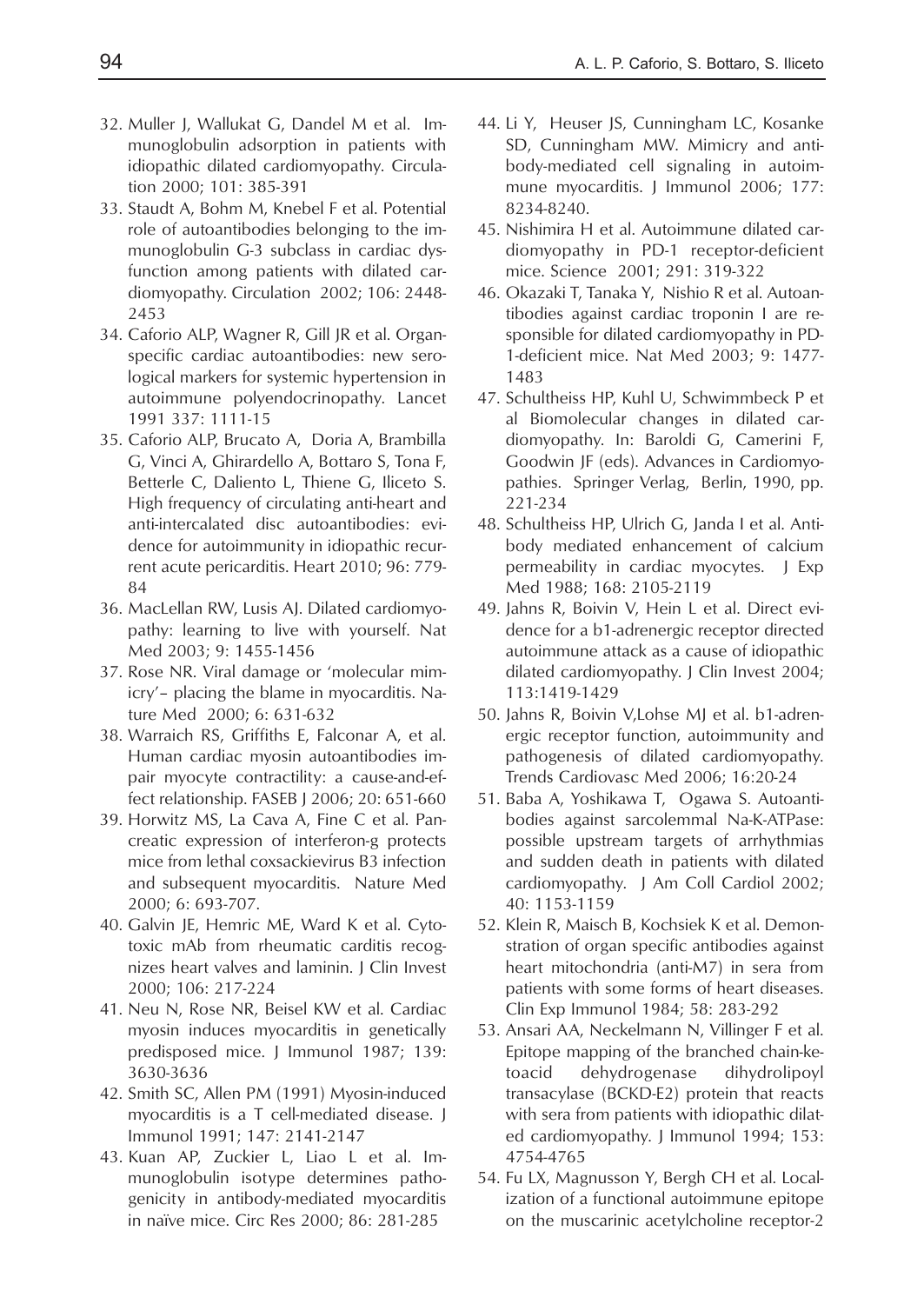32. Muller J, Wallukat G, Dandel M et al. Immunoglobulin adsorption in patients with idiopathic dilated cardiomyopathy. Circulation 2000; 101: 385-391
33. Staudt A, Bohm M, Knebel F et al. Potential role of autoantibodies belonging to the immunoglobulin G-3 subclass in cardiac dysfunction among patients with dilated cardiomyopathy. Circulation 2002; 106: 2448-2453
34. Caforio ALP, Wagner R, Gill JR et al. Organ-specific cardiac autoantibodies: new serological markers for systemic hypertension in autoimmune polyendocrinopathy. Lancet 1991 337: 1111-15
35. Caforio ALP, Brucato A, Doria A, Brambilla G, Vinci A, Ghirardello A, Bottaro S, Tona F, Betterle C, Daliento L, Thiene G, Iliceto S. High frequency of circulating anti-heart and anti-intercalated disc autoantibodies: evidence for autoimmunity in idiopathic recurrent acute pericarditis. Heart 2010; 96: 779-84
36. MacLellan RW, Lusis AJ. Dilated cardiomyopathy: learning to live with yourself. Nat Med 2003; 9: 1455-1456
37. Rose NR. Viral damage or 'molecular mimicry'– placing the blame in myocarditis. Nature Med 2000; 6: 631-632
38. Warraich RS, Griffiths E, Falconar A, et al. Human cardiac myosin autoantibodies impair myocyte contractility: a cause-and-effect relationship. FASEB J 2006; 20: 651-660
39. Horwitz MS, La Cava A, Fine C et al. Pancreatic expression of interferon-g protects mice from lethal coxsackievirus B3 infection and subsequent myocarditis. Nature Med 2000; 6: 693-707.
40. Galvin JE, Hemric ME, Ward K et al. Cytotoxic mAb from rheumatic carditis recognizes heart valves and laminin. J Clin Invest 2000; 106: 217-224
41. Neu N, Rose NR, Beisel KW et al. Cardiac myosin induces myocarditis in genetically predisposed mice. J Immunol 1987; 139: 3630-3636
42. Smith SC, Allen PM (1991) Myosin-induced myocarditis is a T cell-mediated disease. J Immunol 1991; 147: 2141-2147
43. Kuan AP, Zuckier L, Liao L et al. Immunoglobulin isotype determines pathogenicity in antibody-mediated myocarditis in naïve mice. Circ Res 2000; 86: 281-285
44. Li Y, Heuser JS, Cunningham LC, Kosanke SD, Cunningham MW. Mimicry and antibody-mediated cell signaling in autoimmune myocarditis. J Immunol 2006; 177: 8234-8240.
45. Nishimira H et al. Autoimmune dilated cardiomyopathy in PD-1 receptor-deficient mice. Science 2001; 291: 319-322
46. Okazaki T, Tanaka Y, Nishio R et al. Autoantibodies against cardiac troponin I are responsible for dilated cardiomyopathy in PD-1-deficient mice. Nat Med 2003; 9: 1477-1483
47. Schultheiss HP, Kuhl U, Schwimmbeck P et al Biomolecular changes in dilated cardiomyopathy. In: Baroldi G, Camerini F, Goodwin JF (eds). Advances in Cardiomyopathies. Springer Verlag, Berlin, 1990, pp. 221-234
48. Schultheiss HP, Ulrich G, Janda I et al. Antibody mediated enhancement of calcium permeability in cardiac myocytes. J Exp Med 1988; 168: 2105-2119
49. Jahns R, Boivin V, Hein L et al. Direct evidence for a b1-adrenergic receptor directed autoimmune attack as a cause of idiopathic dilated cardiomyopathy. J Clin Invest 2004; 113:1419-1429
50. Jahns R, Boivin V,Lohse MJ et al. b1-adrenergic receptor function, autoimmunity and pathogenesis of dilated cardiomyopathy. Trends Cardiovasc Med 2006; 16:20-24
51. Baba A, Yoshikawa T, Ogawa S. Autoantibodies against sarcolemmal Na-K-ATPase: possible upstream targets of arrhythmias and sudden death in patients with dilated cardiomyopathy. J Am Coll Cardiol 2002; 40: 1153-1159
52. Klein R, Maisch B, Kochsiek K et al. Demonstration of organ specific antibodies against heart mitochondria (anti-M7) in sera from patients with some forms of heart diseases. Clin Exp Immunol 1984; 58: 283-292
53. Ansari AA, Neckelmann N, Villinger F et al. Epitope mapping of the branched chain-ketoacid dehydrogenase dihydrolipoyl transacylase (BCKD-E2) protein that reacts with sera from patients with idiopathic dilated cardiomyopathy. J Immunol 1994; 153: 4754-4765
54. Fu LX, Magnusson Y, Bergh CH et al. Localization of a functional autoimmune epitope on the muscarinic acetylcholine receptor-2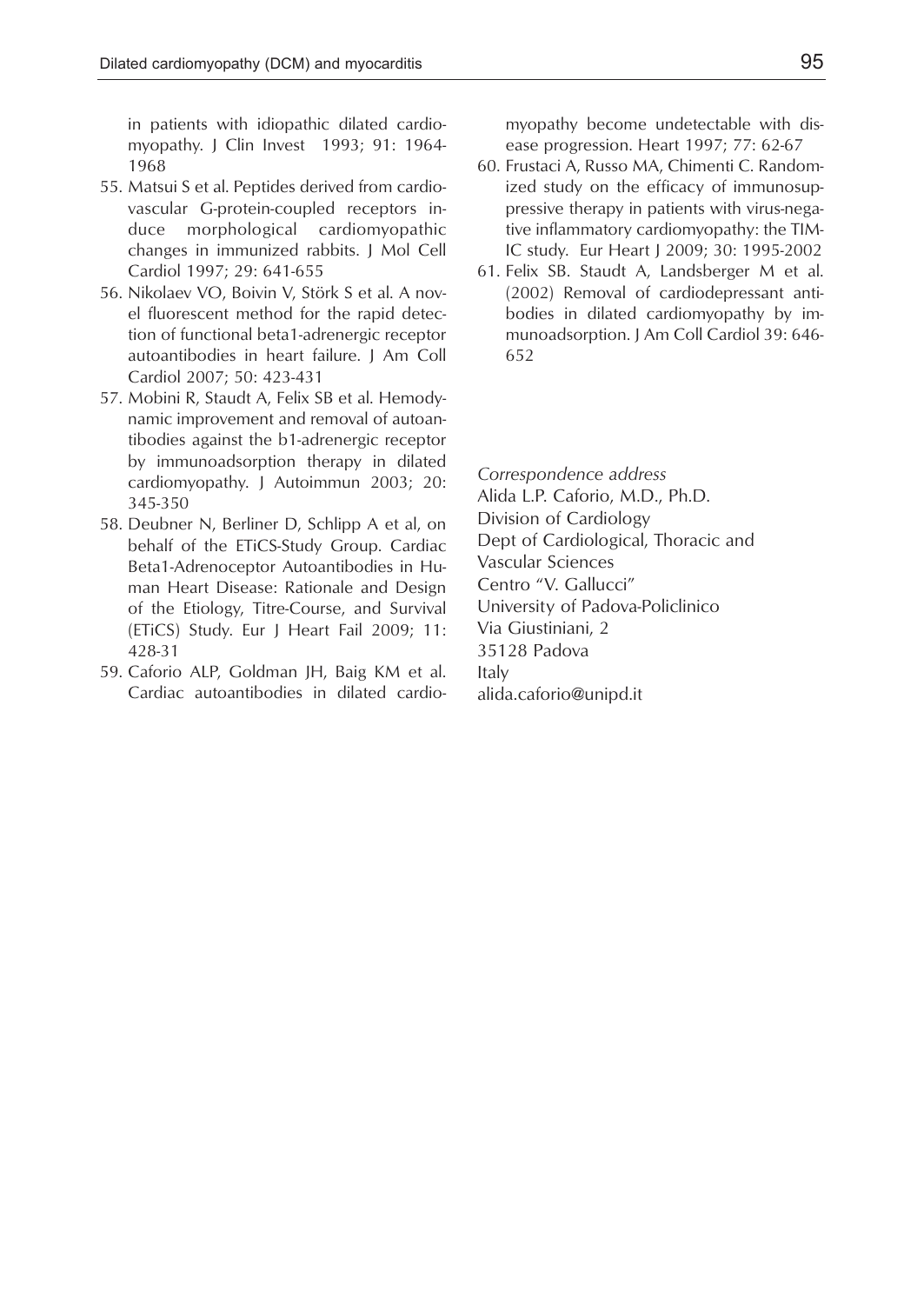in patients with idiopathic dilated cardiomyopathy. J Clin Invest 1993; 91: 1964-1968

55. Matsui S et al. Peptides derived from cardiovascular G-protein-coupled receptors induce morphological cardiomyopathic changes in immunized rabbits. J Mol Cell Cardiol 1997; 29: 641-655
56. Nikolaev VO, Boivin V, Störk S et al. A novel fluorescent method for the rapid detection of functional beta1-adrenergic receptor autoantibodies in heart failure. J Am Coll Cardiol 2007; 50: 423-431
57. Mobini R, Staudt A, Felix SB et al. Hemodynamic improvement and removal of autoantibodies against the b1-adrenergic receptor by immunoadsorption therapy in dilated cardiomyopathy. J Autoimmun 2003; 20: 345-350
58. Deubner N, Berliner D, Schlipp A et al, on behalf of the ETiCS-Study Group. Cardiac Beta1-Adrenoceptor Autoantibodies in Human Heart Disease: Rationale and Design of the Etiology, Titre-Course, and Survival (ETiCS) Study. Eur J Heart Fail 2009; 11: 428-31
59. Caforio ALP, Goldman JH, Baig KM et al. Cardiac autoantibodies in dilated cardiomyopathy become undetectable with disease progression. Heart 1997; 77: 62-67
60. Frustaci A, Russo MA, Chimenti C. Randomized study on the efficacy of immunosuppressive therapy in patients with virus-negative inflammatory cardiomyopathy: the TIMIC study. Eur Heart J 2009; 30: 1995-2002
61. Felix SB. Staudt A, Landsberger M et al. (2002) Removal of cardiodepressant antibodies in dilated cardiomyopathy by immunoadsorption. J Am Coll Cardiol 39: 646-652

*Correspondence address*
Alida L.P. Caforio, M.D., Ph.D.
Division of Cardiology
Dept of Cardiological, Thoracic and Vascular Sciences
Centro "V. Gallucci"
University of Padova-Policlinico
Via Giustiniani, 2
35128 Padova
Italy
alida.caforio@unipd.it